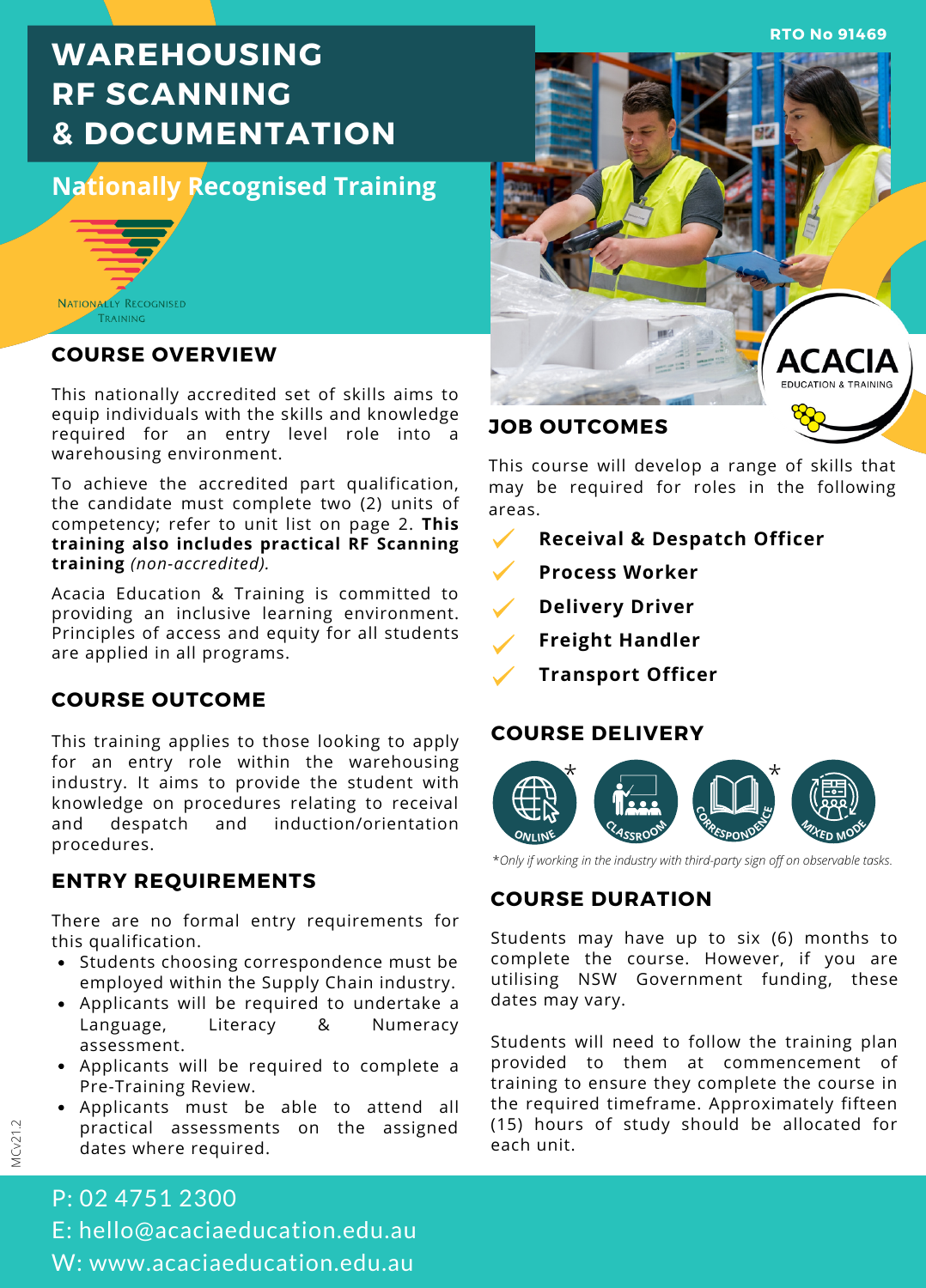RTO No 91469

# WAREHOUSING RF SCANNING & DOCUMENTATION

## Nationally Recognised Training

NATIONALLY RECOGNISED TRAINING

ACACIA EDUCATION & TRAINING

## COURSE OVERVIEW

This nationally accredited set of skills aims to equip individuals with the skills and knowledge required for an entry level role into a warehousing environment.

To achieve the accredited part qualification, the candidate must complete two (2) units of competency; refer to unit list on page 2. **This training also includes practical RF Scanning training** *(non-accredited).*

Acacia Education & Training is committed to providing an inclusive learning environment. Principles of access and equity for all students are applied in all programs.

## COURSE OUTCOME

This training applies to those looking to apply for an entry role within the warehousing industry. It aims to provide the student with knowledge on procedures relating to receival and despatch and induction/orientation procedures.

## ENTRY REQUIREMENTS

There are no formal entry requirements for this qualification.

- Students choosing correspondence must be employed within the Supply Chain industry.
- Applicants will be required to undertake a Language, Literacy & Numeracy assessment.
- Applicants will be required to complete a Pre-Training Review.
- Applicants must be able to attend all practical assessments on the assigned dates where required.

## JOB OUTCOMES

This course will develop a range of skills that may be required for roles in the following areas.

- ✓ **Receival & Despatch Officer**
- ✓ **Process Worker**
- ✓ **Delivery Driver**
- ✓ **Freight Handler**
- ✓ **Transport Officer**

## COURSE DELIVERY

ONLINE* | CLASSROOM | CORRESPONDENCE* | MIXED MODE

*\*Only if working in the industry with third-party sign off on observable tasks.*

## COURSE DURATION

Students may have up to six (6) months to complete the course. However, if you are utilising NSW Government funding, these dates may vary.

Students will need to follow the training plan provided to them at commencement of training to ensure they complete the course in the required timeframe. Approximately fifteen (15) hours of study should be allocated for each unit.

P: 02 4751 2300
E: hello@acaciaeducation.edu.au
W: www.acaciaeducation.edu.au

MCv21.2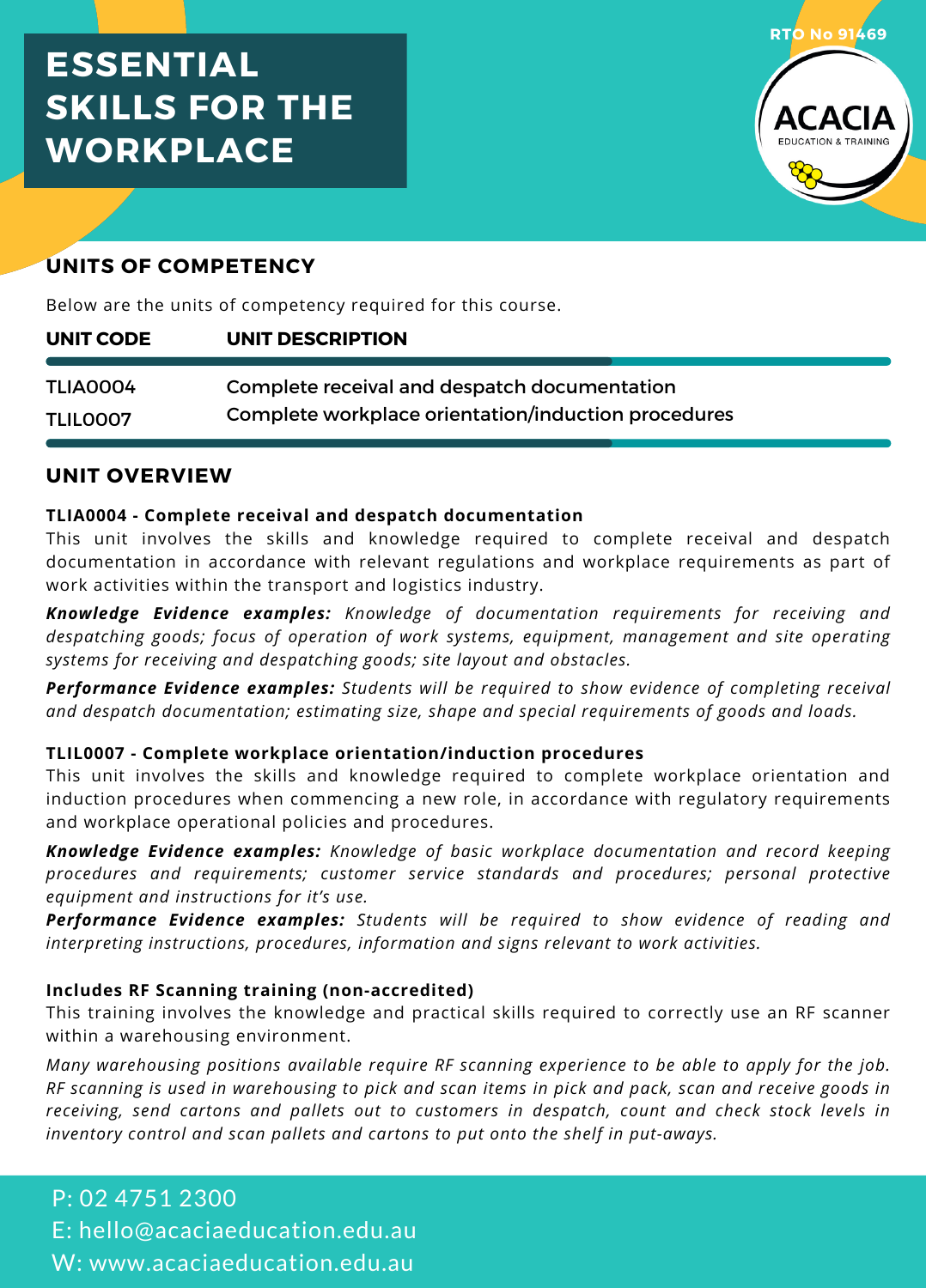# ESSENTIAL SKILLS FOR THE WORKPLACE

RTO No 91469

ACACIA
EDUCATION & TRAINING

## UNITS OF COMPETENCY

Below are the units of competency required for this course.

| UNIT CODE | UNIT DESCRIPTION |
|---|---|
| TLIA0004 | Complete receival and despatch documentation |
| TLIL0007 | Complete workplace orientation/induction procedures |

## UNIT OVERVIEW

**TLIA0004 - Complete receival and despatch documentation**
This unit involves the skills and knowledge required to complete receival and despatch documentation in accordance with relevant regulations and workplace requirements as part of work activities within the transport and logistics industry.

***Knowledge Evidence examples:*** *Knowledge of documentation requirements for receiving and despatching goods; focus of operation of work systems, equipment, management and site operating systems for receiving and despatching goods; site layout and obstacles.*

***Performance Evidence examples:*** *Students will be required to show evidence of completing receival and despatch documentation; estimating size, shape and special requirements of goods and loads.*

**TLIL0007 - Complete workplace orientation/induction procedures**
This unit involves the skills and knowledge required to complete workplace orientation and induction procedures when commencing a new role, in accordance with regulatory requirements and workplace operational policies and procedures.

***Knowledge Evidence examples:*** *Knowledge of basic workplace documentation and record keeping procedures and requirements; customer service standards and procedures; personal protective equipment and instructions for it's use.*
***Performance Evidence examples:*** *Students will be required to show evidence of reading and interpreting instructions, procedures, information and signs relevant to work activities.*

**Includes RF Scanning training (non-accredited)**
This training involves the knowledge and practical skills required to correctly use an RF scanner within a warehousing environment.

*Many warehousing positions available require RF scanning experience to be able to apply for the job. RF scanning is used in warehousing to pick and scan items in pick and pack, scan and receive goods in receiving, send cartons and pallets out to customers in despatch, count and check stock levels in inventory control and scan pallets and cartons to put onto the shelf in put-aways.*

P: 02 4751 2300
E: hello@acaciaeducation.edu.au
W: www.acaciaeducation.edu.au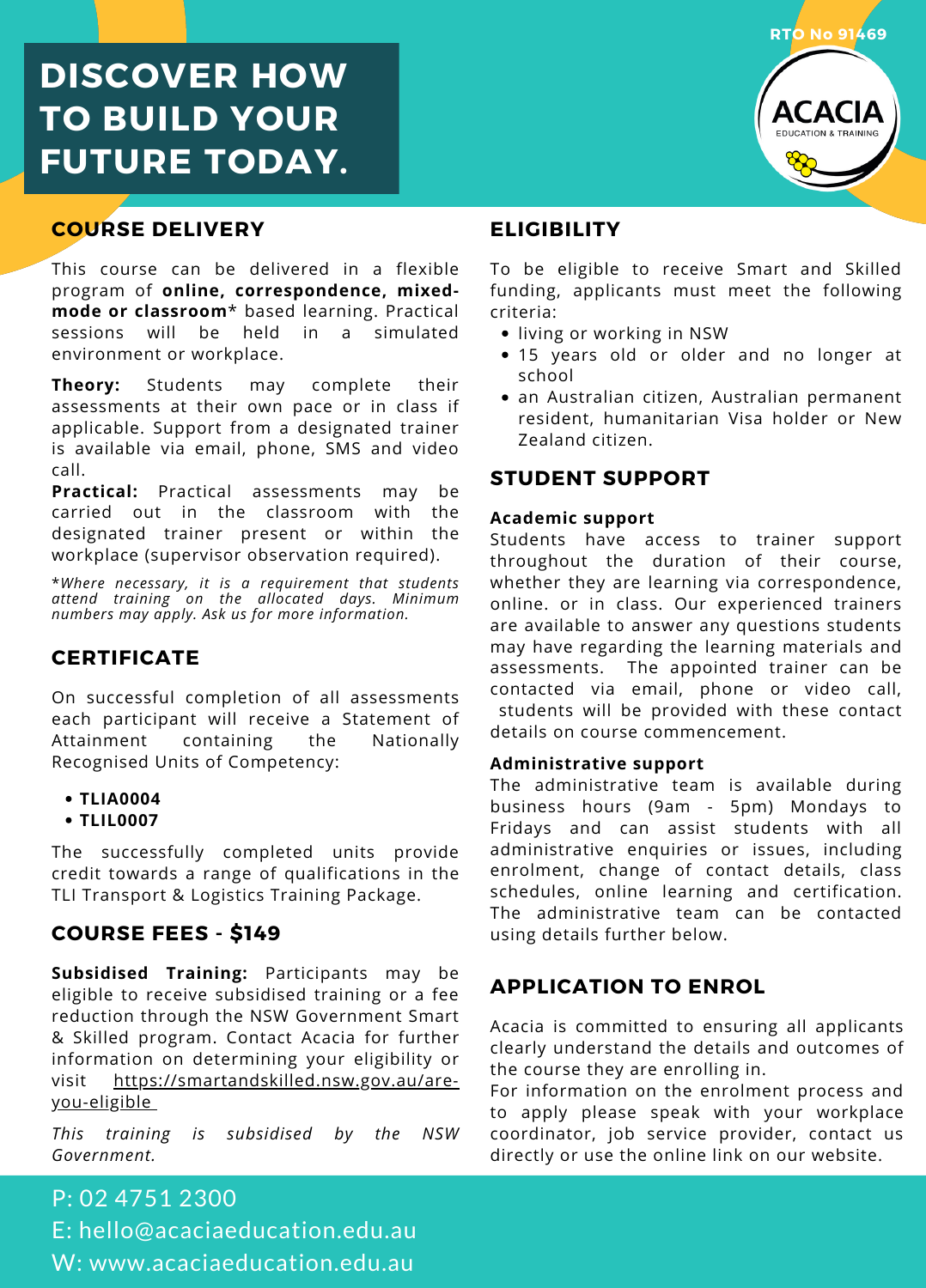RTO No 91469

# DISCOVER HOW TO BUILD YOUR FUTURE TODAY.

ACACIA
EDUCATION & TRAINING

## COURSE DELIVERY

This course can be delivered in a flexible program of **online, correspondence, mixed-mode or classroom*** based learning. Practical sessions will be held in a simulated environment or workplace.

**Theory:** Students may complete their assessments at their own pace or in class if applicable. Support from a designated trainer is available via email, phone, SMS and video call.

**Practical:** Practical assessments may be carried out in the classroom with the designated trainer present or within the workplace (supervisor observation required).

**Where necessary, it is a requirement that students attend training on the allocated days. Minimum numbers may apply. Ask us for more information.*

## CERTIFICATE

On successful completion of all assessments each participant will receive a Statement of Attainment containing the Nationally Recognised Units of Competency:

- **TLIA0004**
- **TLIL0007**

The successfully completed units provide credit towards a range of qualifications in the TLI Transport & Logistics Training Package.

## COURSE FEES - $149

**Subsidised Training:** Participants may be eligible to receive subsidised training or a fee reduction through the NSW Government Smart & Skilled program. Contact Acacia for further information on determining your eligibility or visit https://smartandskilled.nsw.gov.au/are-you-eligible

*This training is subsidised by the NSW Government.*

## ELIGIBILITY

To be eligible to receive Smart and Skilled funding, applicants must meet the following criteria:

- living or working in NSW
- 15 years old or older and no longer at school
- an Australian citizen, Australian permanent resident, humanitarian Visa holder or New Zealand citizen.

## STUDENT SUPPORT

### Academic support

Students have access to trainer support throughout the duration of their course, whether they are learning via correspondence, online. or in class. Our experienced trainers are available to answer any questions students may have regarding the learning materials and assessments. The appointed trainer can be contacted via email, phone or video call, students will be provided with these contact details on course commencement.

### Administrative support

The administrative team is available during business hours (9am - 5pm) Mondays to Fridays and can assist students with all administrative enquiries or issues, including enrolment, change of contact details, class schedules, online learning and certification. The administrative team can be contacted using details further below.

## APPLICATION TO ENROL

Acacia is committed to ensuring all applicants clearly understand the details and outcomes of the course they are enrolling in.

For information on the enrolment process and to apply please speak with your workplace coordinator, job service provider, contact us directly or use the online link on our website.

P: 02 4751 2300
E: hello@acaciaeducation.edu.au
W: www.acaciaeducation.edu.au